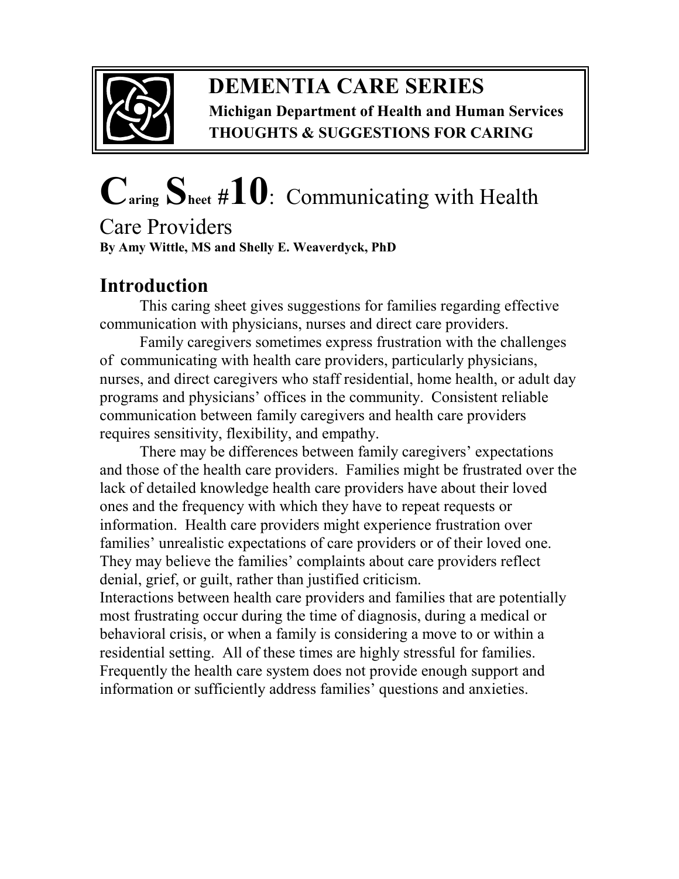# DEMENTIA CARE SERIES

**Michigan Department of Health and Human Services**
**THOUGHTS & SUGGESTIONS FOR CARING**

# Caring Sheet #10: Communicating with Health Care Providers

**By Amy Wittle, MS and Shelly E. Weaverdyck, PhD**

## Introduction

This caring sheet gives suggestions for families regarding effective communication with physicians, nurses and direct care providers.

Family caregivers sometimes express frustration with the challenges of communicating with health care providers, particularly physicians, nurses, and direct caregivers who staff residential, home health, or adult day programs and physicians' offices in the community. Consistent reliable communication between family caregivers and health care providers requires sensitivity, flexibility, and empathy.

There may be differences between family caregivers' expectations and those of the health care providers. Families might be frustrated over the lack of detailed knowledge health care providers have about their loved ones and the frequency with which they have to repeat requests or information. Health care providers might experience frustration over families' unrealistic expectations of care providers or of their loved one. They may believe the families' complaints about care providers reflect denial, grief, or guilt, rather than justified criticism.

Interactions between health care providers and families that are potentially most frustrating occur during the time of diagnosis, during a medical or behavioral crisis, or when a family is considering a move to or within a residential setting. All of these times are highly stressful for families. Frequently the health care system does not provide enough support and information or sufficiently address families' questions and anxieties.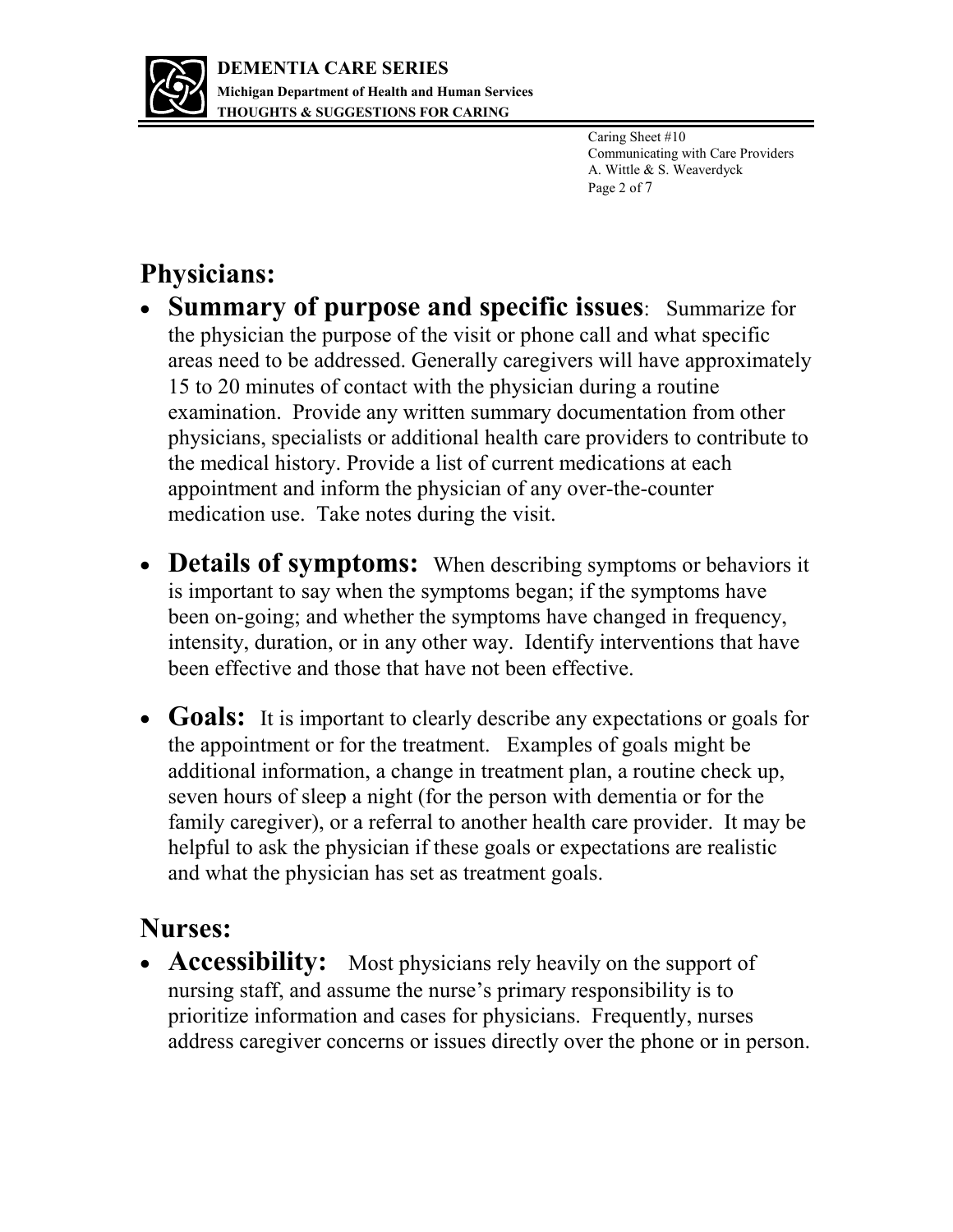## Physicians:

- **Summary of purpose and specific issues**: Summarize for the physician the purpose of the visit or phone call and what specific areas need to be addressed. Generally caregivers will have approximately 15 to 20 minutes of contact with the physician during a routine examination. Provide any written summary documentation from other physicians, specialists or additional health care providers to contribute to the medical history. Provide a list of current medications at each appointment and inform the physician of any over-the-counter medication use. Take notes during the visit.

- **Details of symptoms:** When describing symptoms or behaviors it is important to say when the symptoms began; if the symptoms have been on-going; and whether the symptoms have changed in frequency, intensity, duration, or in any other way. Identify interventions that have been effective and those that have not been effective.

- **Goals:** It is important to clearly describe any expectations or goals for the appointment or for the treatment. Examples of goals might be additional information, a change in treatment plan, a routine check up, seven hours of sleep a night (for the person with dementia or for the family caregiver), or a referral to another health care provider. It may be helpful to ask the physician if these goals or expectations are realistic and what the physician has set as treatment goals.

## Nurses:

- **Accessibility:** Most physicians rely heavily on the support of nursing staff, and assume the nurse's primary responsibility is to prioritize information and cases for physicians. Frequently, nurses address caregiver concerns or issues directly over the phone or in person.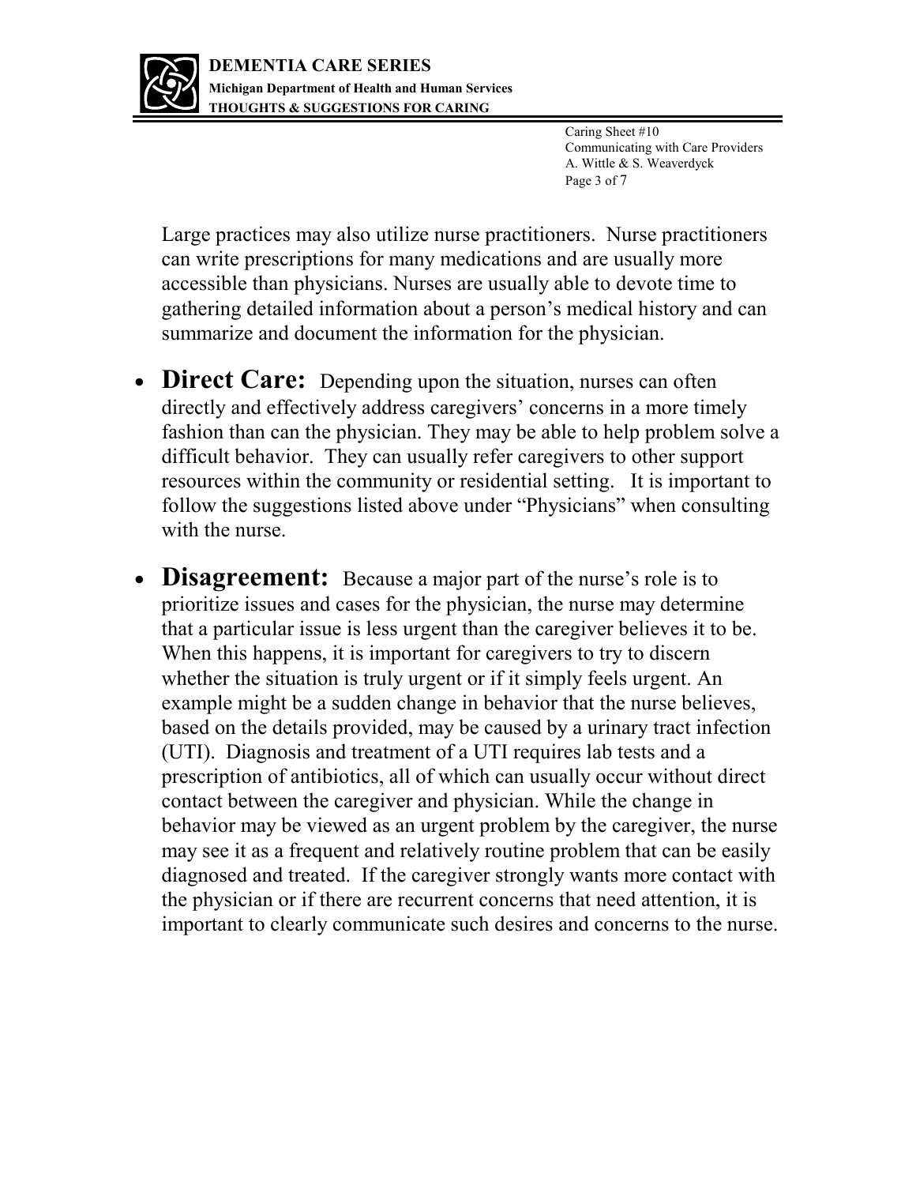Large practices may also utilize nurse practitioners. Nurse practitioners can write prescriptions for many medications and are usually more accessible than physicians. Nurses are usually able to devote time to gathering detailed information about a person's medical history and can summarize and document the information for the physician.

- **Direct Care:** Depending upon the situation, nurses can often directly and effectively address caregivers' concerns in a more timely fashion than can the physician. They may be able to help problem solve a difficult behavior. They can usually refer caregivers to other support resources within the community or residential setting. It is important to follow the suggestions listed above under "Physicians" when consulting with the nurse.

- **Disagreement:** Because a major part of the nurse's role is to prioritize issues and cases for the physician, the nurse may determine that a particular issue is less urgent than the caregiver believes it to be. When this happens, it is important for caregivers to try to discern whether the situation is truly urgent or if it simply feels urgent. An example might be a sudden change in behavior that the nurse believes, based on the details provided, may be caused by a urinary tract infection (UTI). Diagnosis and treatment of a UTI requires lab tests and a prescription of antibiotics, all of which can usually occur without direct contact between the caregiver and physician. While the change in behavior may be viewed as an urgent problem by the caregiver, the nurse may see it as a frequent and relatively routine problem that can be easily diagnosed and treated. If the caregiver strongly wants more contact with the physician or if there are recurrent concerns that need attention, it is important to clearly communicate such desires and concerns to the nurse.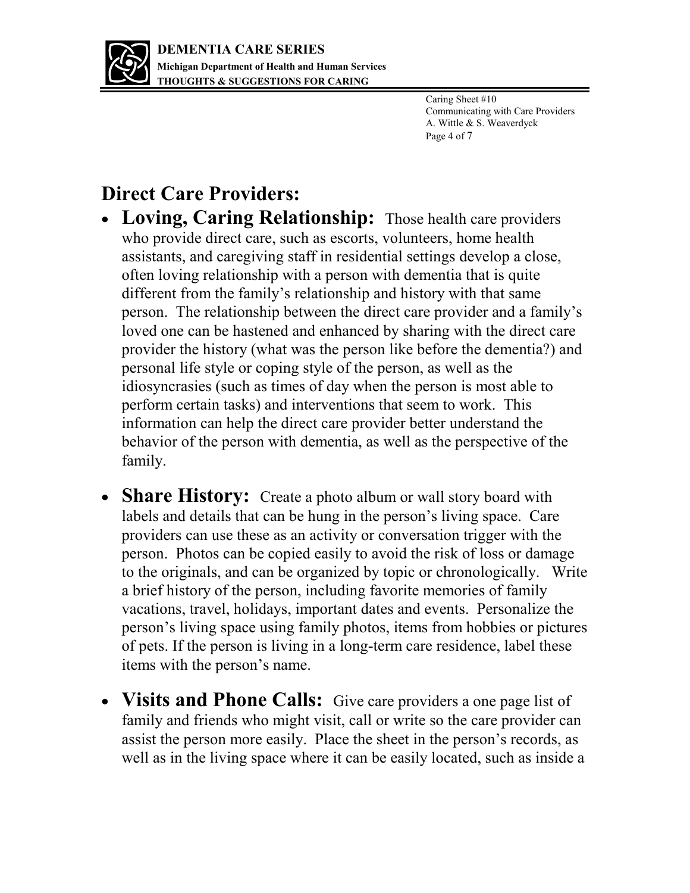## Direct Care Providers:

- **Loving, Caring Relationship:** Those health care providers who provide direct care, such as escorts, volunteers, home health assistants, and caregiving staff in residential settings develop a close, often loving relationship with a person with dementia that is quite different from the family's relationship and history with that same person. The relationship between the direct care provider and a family's loved one can be hastened and enhanced by sharing with the direct care provider the history (what was the person like before the dementia?) and personal life style or coping style of the person, as well as the idiosyncrasies (such as times of day when the person is most able to perform certain tasks) and interventions that seem to work. This information can help the direct care provider better understand the behavior of the person with dementia, as well as the perspective of the family.

- **Share History:** Create a photo album or wall story board with labels and details that can be hung in the person's living space. Care providers can use these as an activity or conversation trigger with the person. Photos can be copied easily to avoid the risk of loss or damage to the originals, and can be organized by topic or chronologically. Write a brief history of the person, including favorite memories of family vacations, travel, holidays, important dates and events. Personalize the person's living space using family photos, items from hobbies or pictures of pets. If the person is living in a long-term care residence, label these items with the person's name.

- **Visits and Phone Calls:** Give care providers a one page list of family and friends who might visit, call or write so the care provider can assist the person more easily. Place the sheet in the person's records, as well as in the living space where it can be easily located, such as inside a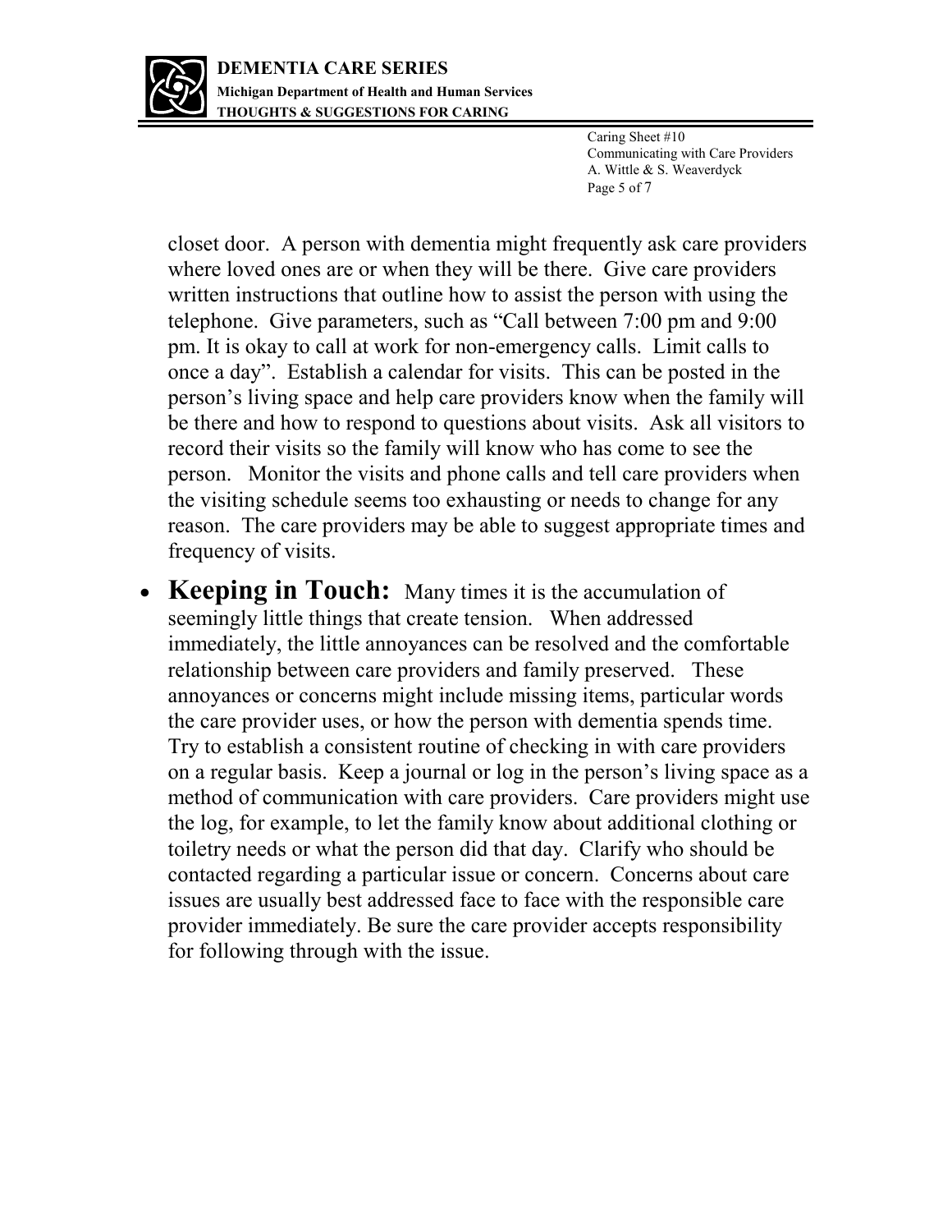closet door. A person with dementia might frequently ask care providers where loved ones are or when they will be there. Give care providers written instructions that outline how to assist the person with using the telephone. Give parameters, such as "Call between 7:00 pm and 9:00 pm. It is okay to call at work for non-emergency calls. Limit calls to once a day". Establish a calendar for visits. This can be posted in the person's living space and help care providers know when the family will be there and how to respond to questions about visits. Ask all visitors to record their visits so the family will know who has come to see the person. Monitor the visits and phone calls and tell care providers when the visiting schedule seems too exhausting or needs to change for any reason. The care providers may be able to suggest appropriate times and frequency of visits.

- **Keeping in Touch:** Many times it is the accumulation of seemingly little things that create tension. When addressed immediately, the little annoyances can be resolved and the comfortable relationship between care providers and family preserved. These annoyances or concerns might include missing items, particular words the care provider uses, or how the person with dementia spends time. Try to establish a consistent routine of checking in with care providers on a regular basis. Keep a journal or log in the person's living space as a method of communication with care providers. Care providers might use the log, for example, to let the family know about additional clothing or toiletry needs or what the person did that day. Clarify who should be contacted regarding a particular issue or concern. Concerns about care issues are usually best addressed face to face with the responsible care provider immediately. Be sure the care provider accepts responsibility for following through with the issue.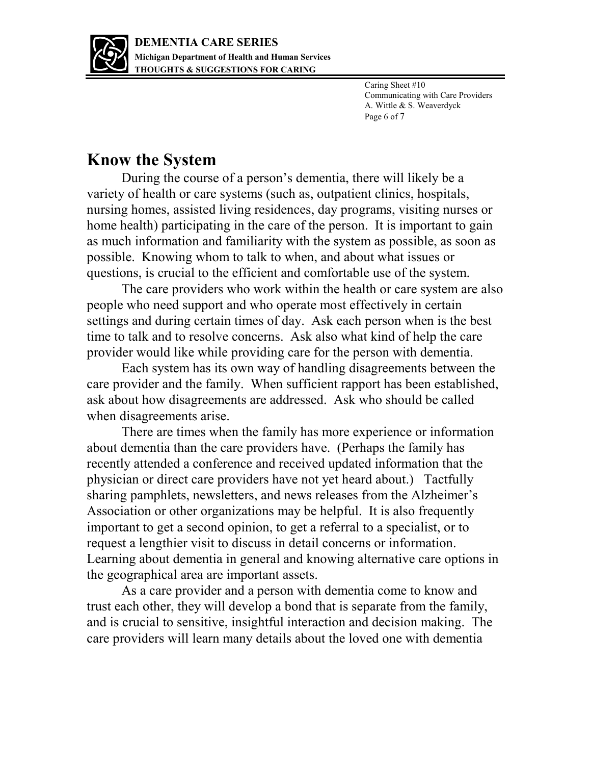## Know the System

During the course of a person's dementia, there will likely be a variety of health or care systems (such as, outpatient clinics, hospitals, nursing homes, assisted living residences, day programs, visiting nurses or home health) participating in the care of the person. It is important to gain as much information and familiarity with the system as possible, as soon as possible. Knowing whom to talk to when, and about what issues or questions, is crucial to the efficient and comfortable use of the system.

The care providers who work within the health or care system are also people who need support and who operate most effectively in certain settings and during certain times of day. Ask each person when is the best time to talk and to resolve concerns. Ask also what kind of help the care provider would like while providing care for the person with dementia.

Each system has its own way of handling disagreements between the care provider and the family. When sufficient rapport has been established, ask about how disagreements are addressed. Ask who should be called when disagreements arise.

There are times when the family has more experience or information about dementia than the care providers have. (Perhaps the family has recently attended a conference and received updated information that the physician or direct care providers have not yet heard about.) Tactfully sharing pamphlets, newsletters, and news releases from the Alzheimer's Association or other organizations may be helpful. It is also frequently important to get a second opinion, to get a referral to a specialist, or to request a lengthier visit to discuss in detail concerns or information. Learning about dementia in general and knowing alternative care options in the geographical area are important assets.

As a care provider and a person with dementia come to know and trust each other, they will develop a bond that is separate from the family, and is crucial to sensitive, insightful interaction and decision making. The care providers will learn many details about the loved one with dementia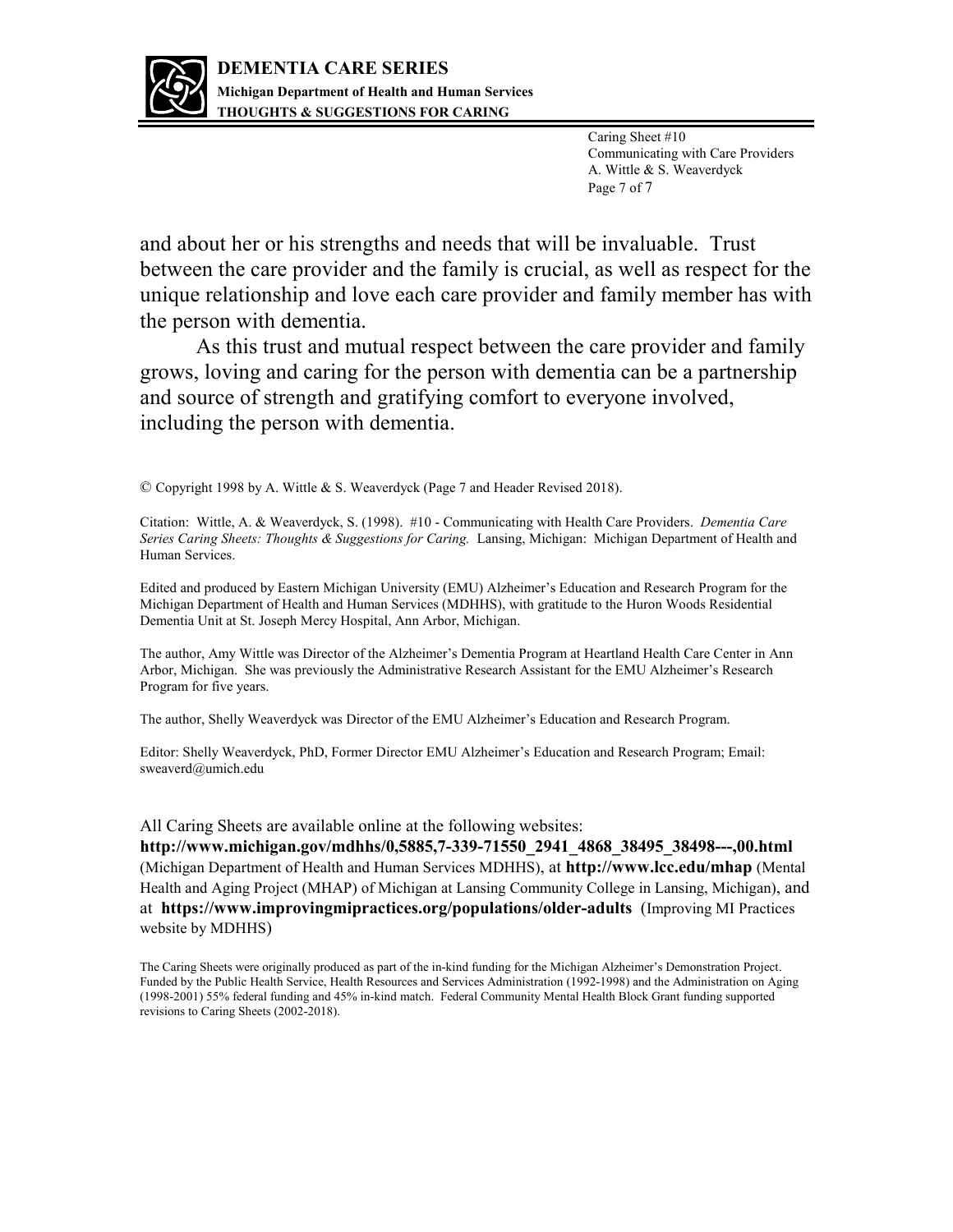and about her or his strengths and needs that will be invaluable. Trust between the care provider and the family is crucial, as well as respect for the unique relationship and love each care provider and family member has with the person with dementia.

As this trust and mutual respect between the care provider and family grows, loving and caring for the person with dementia can be a partnership and source of strength and gratifying comfort to everyone involved, including the person with dementia.

© Copyright 1998 by A. Wittle & S. Weaverdyck (Page 7 and Header Revised 2018).

Citation: Wittle, A. & Weaverdyck, S. (1998). #10 - Communicating with Health Care Providers. *Dementia Care Series Caring Sheets: Thoughts & Suggestions for Caring.* Lansing, Michigan: Michigan Department of Health and Human Services.

Edited and produced by Eastern Michigan University (EMU) Alzheimer's Education and Research Program for the Michigan Department of Health and Human Services (MDHHS), with gratitude to the Huron Woods Residential Dementia Unit at St. Joseph Mercy Hospital, Ann Arbor, Michigan.

The author, Amy Wittle was Director of the Alzheimer's Dementia Program at Heartland Health Care Center in Ann Arbor, Michigan. She was previously the Administrative Research Assistant for the EMU Alzheimer's Research Program for five years.

The author, Shelly Weaverdyck was Director of the EMU Alzheimer's Education and Research Program.

Editor: Shelly Weaverdyck, PhD, Former Director EMU Alzheimer's Education and Research Program; Email: sweaverd@umich.edu

All Caring Sheets are available online at the following websites:
**http://www.michigan.gov/mdhhs/0,5885,7-339-71550_2941_4868_38495_38498---,00.html** (Michigan Department of Health and Human Services MDHHS), at **http://www.lcc.edu/mhap** (Mental Health and Aging Project (MHAP) of Michigan at Lansing Community College in Lansing, Michigan), and at **https://www.improvingmipractices.org/populations/older-adults** (Improving MI Practices website by MDHHS)

The Caring Sheets were originally produced as part of the in-kind funding for the Michigan Alzheimer's Demonstration Project. Funded by the Public Health Service, Health Resources and Services Administration (1992-1998) and the Administration on Aging (1998-2001) 55% federal funding and 45% in-kind match. Federal Community Mental Health Block Grant funding supported revisions to Caring Sheets (2002-2018).